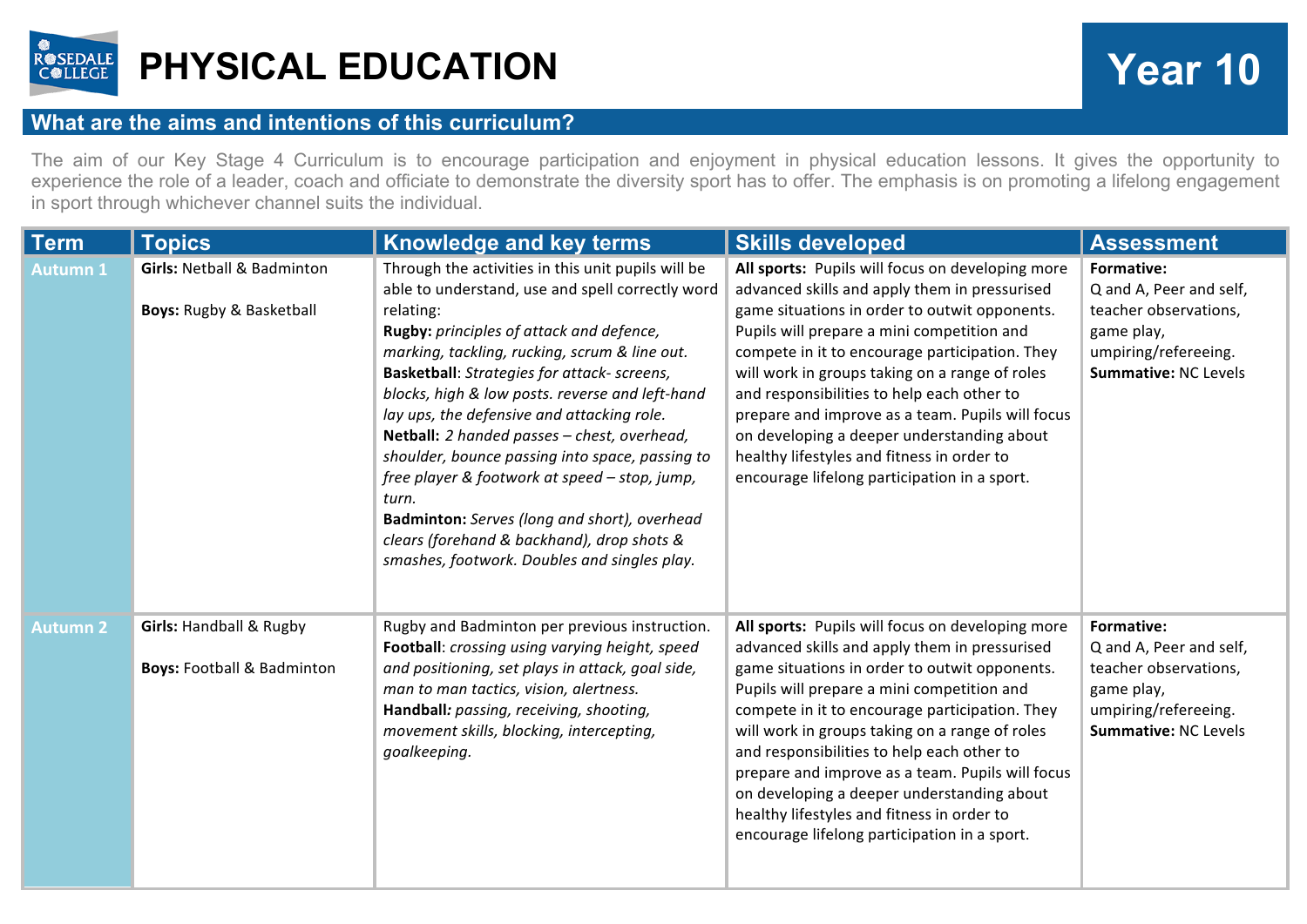# PHYSICAL EDUCATION

## Year 10

### What are the aims and intentions of this curriculum?

The aim of our Key Stage 4 Curriculum is to encourage participation and enjoyment in physical education lessons. It gives the opportunity to experience the role of a leader, coach and officiate to demonstrate the diversity sport has to offer. The emphasis is on promoting a lifelong engagement in sport through whichever channel suits the individual.

| Term | Topics | Knowledge and key terms | Skills developed | Assessment |
|---|---|---|---|---|
| Autumn 1 | **Girls:** Netball & Badminton<br><br>**Boys:** Rugby & Basketball | Through the activities in this unit pupils will be able to understand, use and spell correctly word relating:<br>**Rugby:** *principles of attack and defence, marking, tackling, rucking, scrum & line out.*<br>**Basketball**: *Strategies for attack- screens, blocks, high & low posts. reverse and left-hand lay ups, the defensive and attacking role.*<br>**Netball:** *2 handed passes – chest, overhead, shoulder, bounce passing into space, passing to free player & footwork at speed – stop, jump, turn.*<br>**Badminton:** *Serves (long and short), overhead clears (forehand & backhand), drop shots & smashes, footwork. Doubles and singles play.* | **All sports:** Pupils will focus on developing more advanced skills and apply them in pressurised game situations in order to outwit opponents. Pupils will prepare a mini competition and compete in it to encourage participation. They will work in groups taking on a range of roles and responsibilities to help each other to prepare and improve as a team. Pupils will focus on developing a deeper understanding about healthy lifestyles and fitness in order to encourage lifelong participation in a sport. | **Formative:**<br>Q and A, Peer and self, teacher observations, game play, umpiring/refereeing.<br>**Summative:** NC Levels |
| Autumn 2 | **Girls:** Handball & Rugby<br><br>**Boys:** Football & Badminton | Rugby and Badminton per previous instruction.<br>**Football**: *crossing using varying height, speed and positioning, set plays in attack, goal side, man to man tactics, vision, alertness.*<br>**Handball***: passing, receiving, shooting, movement skills, blocking, intercepting, goalkeeping*. | **All sports:** Pupils will focus on developing more advanced skills and apply them in pressurised game situations in order to outwit opponents. Pupils will prepare a mini competition and compete in it to encourage participation. They will work in groups taking on a range of roles and responsibilities to help each other to prepare and improve as a team. Pupils will focus on developing a deeper understanding about healthy lifestyles and fitness in order to encourage lifelong participation in a sport. | **Formative:**<br>Q and A, Peer and self, teacher observations, game play, umpiring/refereeing.<br>**Summative:** NC Levels |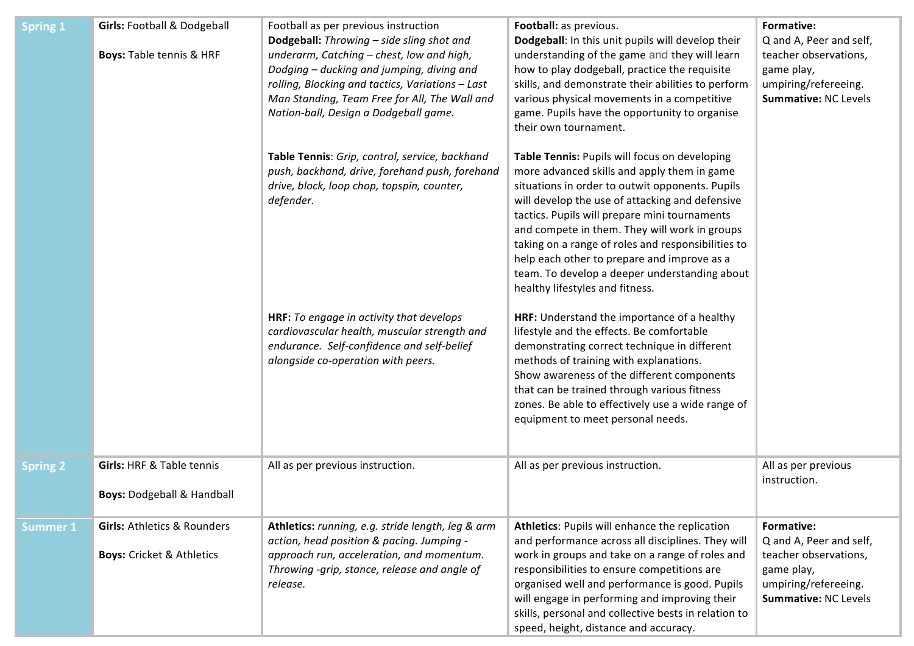| | | | | |
|---|---|---|---|---|
| **Spring 1** | **Girls:** Football & Dodgeball<br><br>**Boys:** Table tennis & HRF | Football as per previous instruction<br>**Dodgeball:** *Throwing – side sling shot and underarm, Catching – chest, low and high, Dodging – ducking and jumping, diving and rolling, Blocking and tactics, Variations – Last Man Standing, Team Free for All, The Wall and Nation-ball, Design a Dodgeball game.*<br><br>**Table Tennis**: *Grip, control, service, backhand push, backhand, drive, forehand push, forehand drive, block, loop chop, topspin, counter, defender.*<br><br>**HRF:** *To engage in activity that develops cardiovascular health, muscular strength and endurance. Self-confidence and self-belief alongside co-operation with peers.* | **Football:** as previous.<br>**Dodgeball**: In this unit pupils will develop their understanding of the game and they will learn how to play dodgeball, practice the requisite skills, and demonstrate their abilities to perform various physical movements in a competitive game. Pupils have the opportunity to organise their own tournament.<br><br>**Table Tennis:** Pupils will focus on developing more advanced skills and apply them in game situations in order to outwit opponents. Pupils will develop the use of attacking and defensive tactics. Pupils will prepare mini tournaments and compete in them. They will work in groups taking on a range of roles and responsibilities to help each other to prepare and improve as a team. To develop a deeper understanding about healthy lifestyles and fitness.<br><br>**HRF:** Understand the importance of a healthy lifestyle and the effects. Be comfortable demonstrating correct technique in different methods of training with explanations.<br>Show awareness of the different components that can be trained through various fitness zones. Be able to effectively use a wide range of equipment to meet personal needs. | **Formative:**<br>Q and A, Peer and self, teacher observations, game play, umpiring/refereeing.<br>**Summative:** NC Levels |
| **Spring 2** | **Girls:** HRF & Table tennis<br><br>**Boys:** Dodgeball & Handball | All as per previous instruction. | All as per previous instruction. | All as per previous instruction. |
| **Summer 1** | **Girls:** Athletics & Rounders<br><br>**Boys:** Cricket & Athletics | **Athletics:** *running, e.g. stride length, leg & arm action, head position & pacing. Jumping - approach run, acceleration, and momentum. Throwing -grip, stance, release and angle of release.* | **Athletics**: Pupils will enhance the replication and performance across all disciplines. They will work in groups and take on a range of roles and responsibilities to ensure competitions are organised well and performance is good. Pupils will engage in performing and improving their skills, personal and collective bests in relation to speed, height, distance and accuracy. | **Formative:**<br>Q and A, Peer and self, teacher observations, game play, umpiring/refereeing.<br>**Summative:** NC Levels |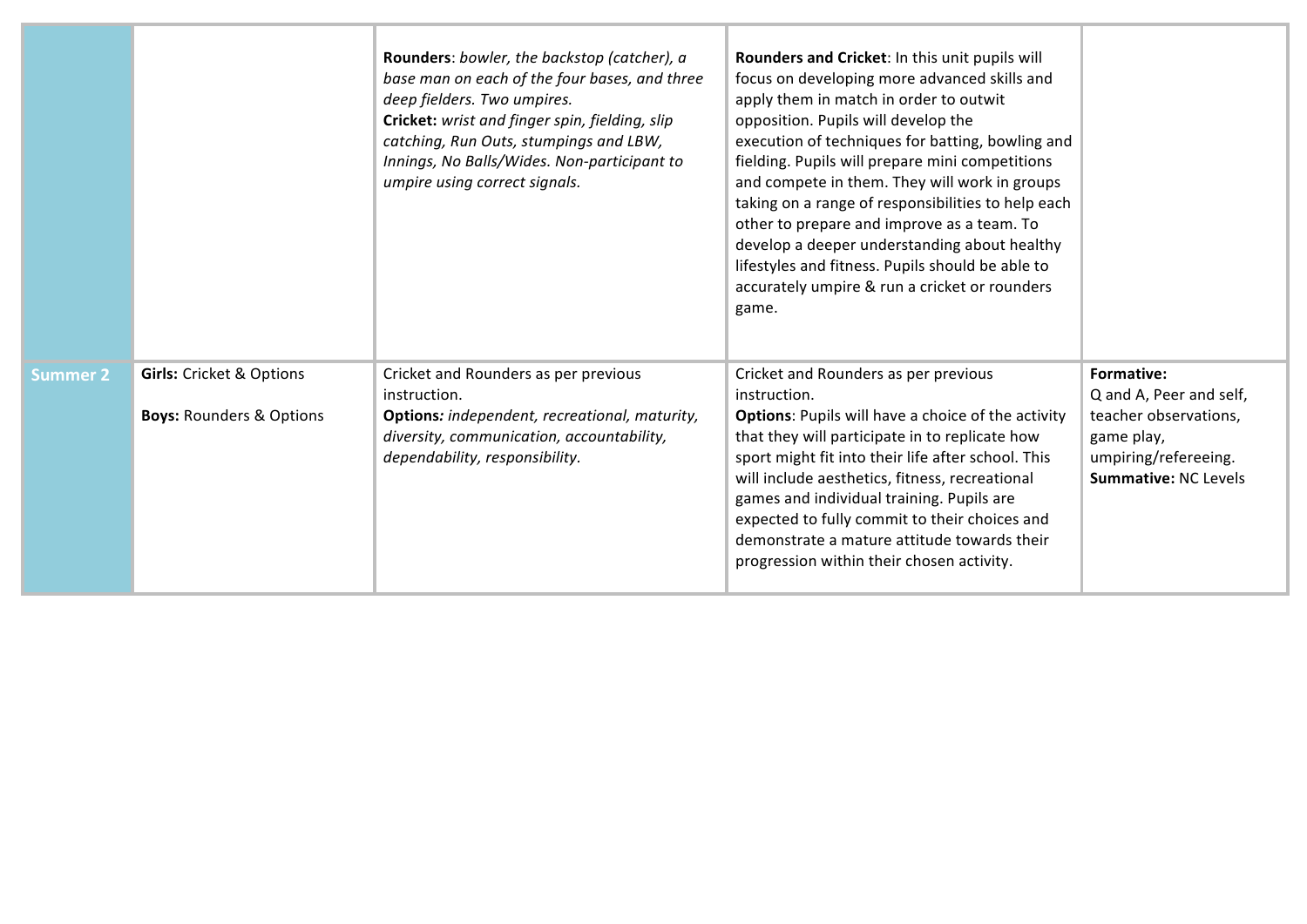| | | | | |
|---|---|---|---|---|
| | | **Rounders**: *bowler, the backstop (catcher), a base man on each of the four bases, and three deep fielders. Two umpires.*<br>**Cricket:** *wrist and finger spin, fielding, slip catching, Run Outs, stumpings and LBW, Innings, No Balls/Wides. Non-participant to umpire using correct signals.* | **Rounders and Cricket**: In this unit pupils will focus on developing more advanced skills and apply them in match in order to outwit opposition. Pupils will develop the execution of techniques for batting, bowling and fielding. Pupils will prepare mini competitions and compete in them. They will work in groups taking on a range of responsibilities to help each other to prepare and improve as a team. To develop a deeper understanding about healthy lifestyles and fitness. Pupils should be able to accurately umpire & run a cricket or rounders game. | |
| **Summer 2** | **Girls:** Cricket & Options<br><br>**Boys:** Rounders & Options | Cricket and Rounders as per previous instruction.<br>**Options***: independent, recreational, maturity, diversity, communication, accountability, dependability, responsibility.* | Cricket and Rounders as per previous instruction.<br>**Options**: Pupils will have a choice of the activity that they will participate in to replicate how sport might fit into their life after school. This will include aesthetics, fitness, recreational games and individual training. Pupils are expected to fully commit to their choices and demonstrate a mature attitude towards their progression within their chosen activity. | **Formative:**<br>Q and A, Peer and self, teacher observations, game play, umpiring/refereeing.<br>**Summative:** NC Levels |